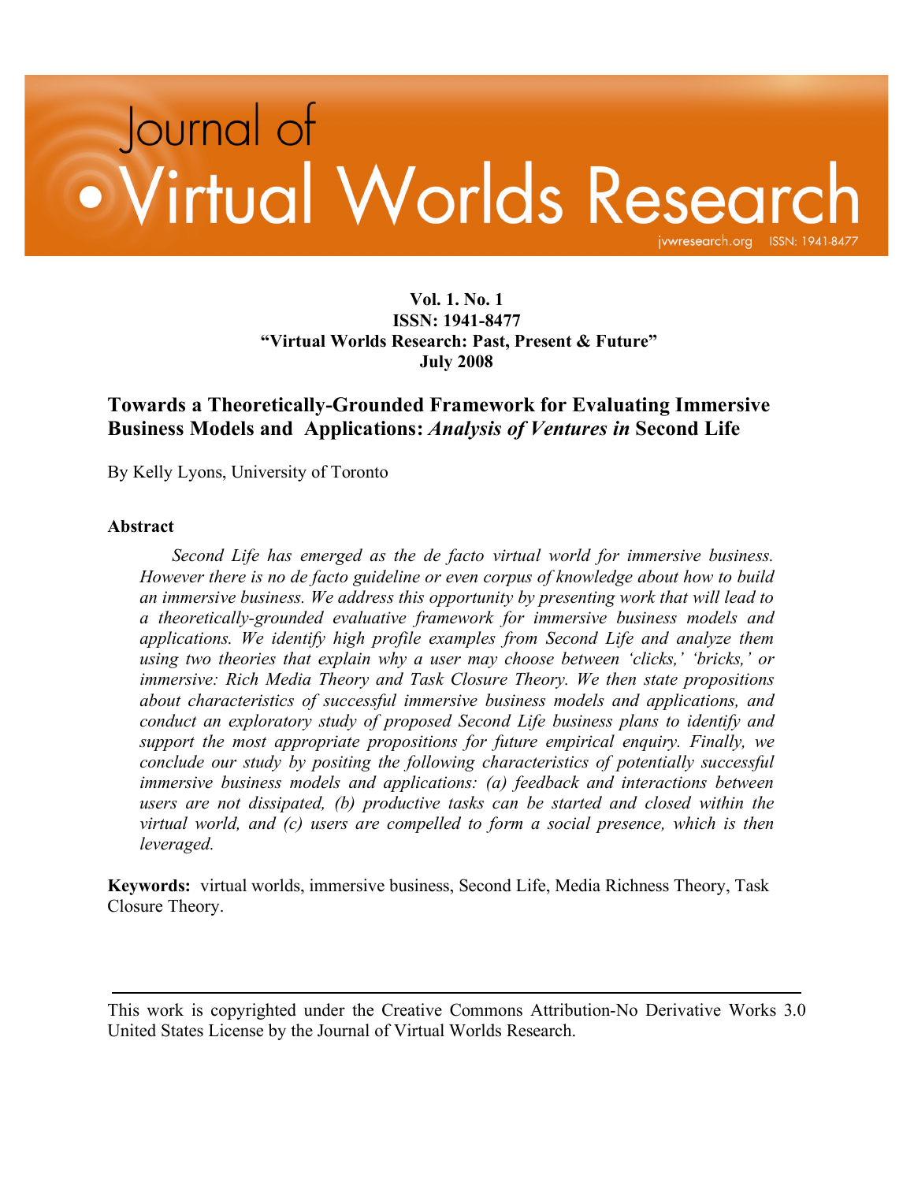# Journal of Virtual Worlds Research

jvwresearch.org ISSN: 1941-8477

**Vol. 1. No. 1**
**ISSN: 1941-8477**
**"Virtual Worlds Research: Past, Present & Future"**
**July 2008**

## Towards a Theoretically-Grounded Framework for Evaluating Immersive Business Models and Applications: *Analysis of Ventures in* Second Life

By Kelly Lyons, University of Toronto

### Abstract

*Second Life has emerged as the de facto virtual world for immersive business. However there is no de facto guideline or even corpus of knowledge about how to build an immersive business. We address this opportunity by presenting work that will lead to a theoretically-grounded evaluative framework for immersive business models and applications. We identify high profile examples from Second Life and analyze them using two theories that explain why a user may choose between 'clicks,' 'bricks,' or immersive: Rich Media Theory and Task Closure Theory. We then state propositions about characteristics of successful immersive business models and applications, and conduct an exploratory study of proposed Second Life business plans to identify and support the most appropriate propositions for future empirical enquiry. Finally, we conclude our study by positing the following characteristics of potentially successful immersive business models and applications: (a) feedback and interactions between users are not dissipated, (b) productive tasks can be started and closed within the virtual world, and (c) users are compelled to form a social presence, which is then leveraged.*

**Keywords:** virtual worlds, immersive business, Second Life, Media Richness Theory, Task Closure Theory.

---

This work is copyrighted under the Creative Commons Attribution-No Derivative Works 3.0 United States License by the Journal of Virtual Worlds Research.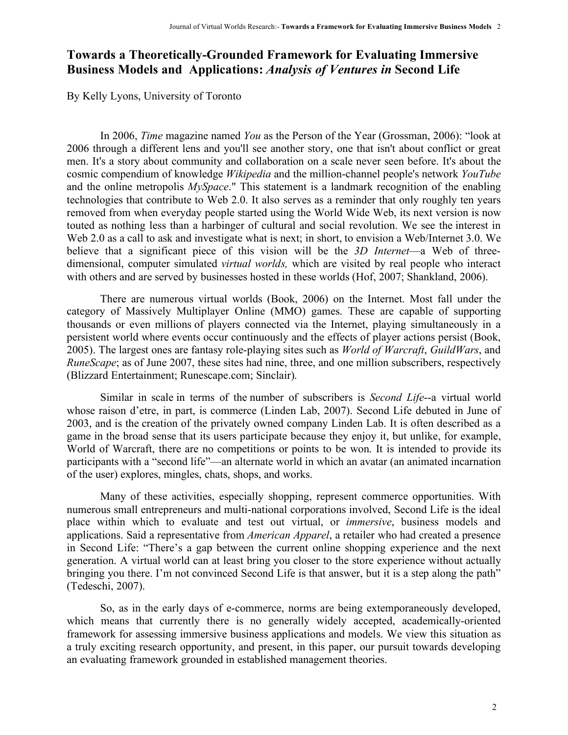# Towards a Theoretically-Grounded Framework for Evaluating Immersive Business Models and Applications: *Analysis of Ventures in* Second Life

By Kelly Lyons, University of Toronto

In 2006, *Time* magazine named *You* as the Person of the Year (Grossman, 2006): "look at 2006 through a different lens and you'll see another story, one that isn't about conflict or great men. It's a story about community and collaboration on a scale never seen before. It's about the cosmic compendium of knowledge *Wikipedia* and the million-channel people's network *YouTube* and the online metropolis *MySpace*." This statement is a landmark recognition of the enabling technologies that contribute to Web 2.0. It also serves as a reminder that only roughly ten years removed from when everyday people started using the World Wide Web, its next version is now touted as nothing less than a harbinger of cultural and social revolution. We see the interest in Web 2.0 as a call to ask and investigate what is next; in short, to envision a Web/Internet 3.0. We believe that a significant piece of this vision will be the *3D Internet*—a Web of three-dimensional, computer simulated *virtual worlds,* which are visited by real people who interact with others and are served by businesses hosted in these worlds (Hof, 2007; Shankland, 2006).

There are numerous virtual worlds (Book, 2006) on the Internet. Most fall under the category of Massively Multiplayer Online (MMO) games. These are capable of supporting thousands or even millions of players connected via the Internet, playing simultaneously in a persistent world where events occur continuously and the effects of player actions persist (Book, 2005). The largest ones are fantasy role-playing sites such as *World of Warcraft*, *GuildWars*, and *RuneScape*; as of June 2007, these sites had nine, three, and one million subscribers, respectively (Blizzard Entertainment; Runescape.com; Sinclair).

Similar in scale in terms of the number of subscribers is *Second Life*--a virtual world whose raison d'etre, in part, is commerce (Linden Lab, 2007). Second Life debuted in June of 2003, and is the creation of the privately owned company Linden Lab. It is often described as a game in the broad sense that its users participate because they enjoy it, but unlike, for example, World of Warcraft, there are no competitions or points to be won. It is intended to provide its participants with a "second life"—an alternate world in which an avatar (an animated incarnation of the user) explores, mingles, chats, shops, and works.

Many of these activities, especially shopping, represent commerce opportunities. With numerous small entrepreneurs and multi-national corporations involved, Second Life is the ideal place within which to evaluate and test out virtual, or *immersive*, business models and applications. Said a representative from *American Apparel*, a retailer who had created a presence in Second Life: "There's a gap between the current online shopping experience and the next generation. A virtual world can at least bring you closer to the store experience without actually bringing you there. I'm not convinced Second Life is that answer, but it is a step along the path" (Tedeschi, 2007).

So, as in the early days of e-commerce, norms are being extemporaneously developed, which means that currently there is no generally widely accepted, academically-oriented framework for assessing immersive business applications and models. We view this situation as a truly exciting research opportunity, and present, in this paper, our pursuit towards developing an evaluating framework grounded in established management theories.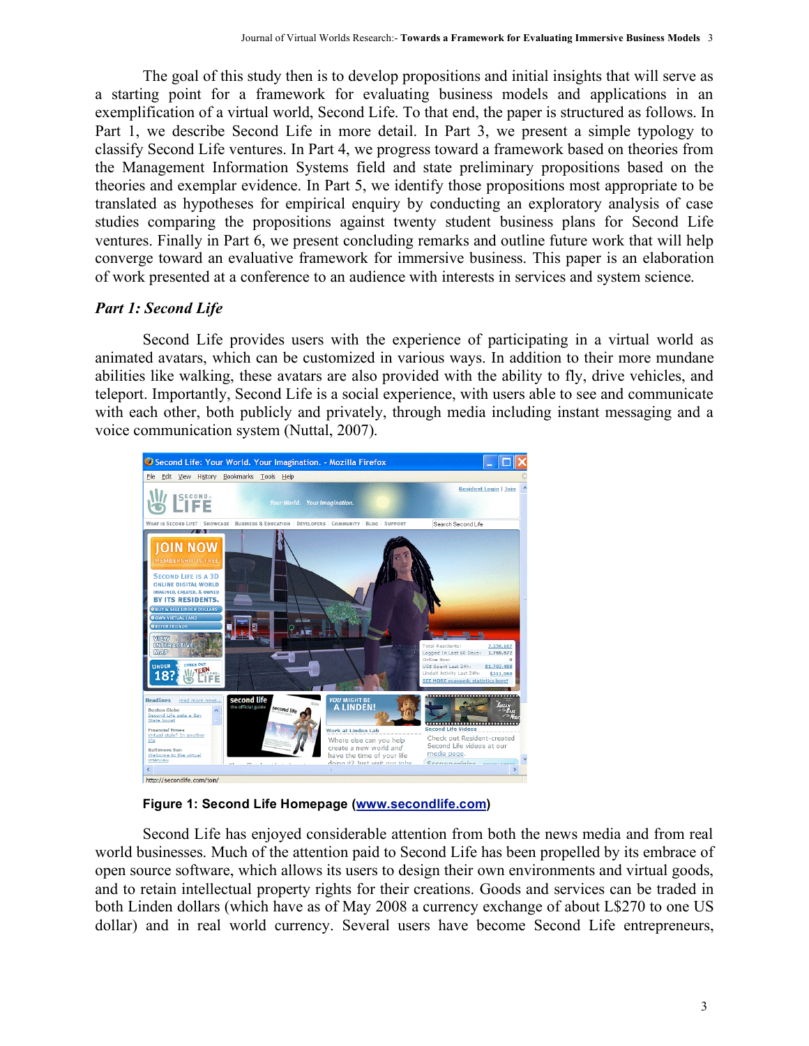The goal of this study then is to develop propositions and initial insights that will serve as a starting point for a framework for evaluating business models and applications in an exemplification of a virtual world, Second Life. To that end, the paper is structured as follows. In Part 1, we describe Second Life in more detail. In Part 3, we present a simple typology to classify Second Life ventures. In Part 4, we progress toward a framework based on theories from the Management Information Systems field and state preliminary propositions based on the theories and exemplar evidence. In Part 5, we identify those propositions most appropriate to be translated as hypotheses for empirical enquiry by conducting an exploratory analysis of case studies comparing the propositions against twenty student business plans for Second Life ventures. Finally in Part 6, we present concluding remarks and outline future work that will help converge toward an evaluative framework for immersive business. This paper is an elaboration of work presented at a conference to an audience with interests in services and system science.

### *Part 1: Second Life*

Second Life provides users with the experience of participating in a virtual world as animated avatars, which can be customized in various ways. In addition to their more mundane abilities like walking, these avatars are also provided with the ability to fly, drive vehicles, and teleport. Importantly, Second Life is a social experience, with users able to see and communicate with each other, both publicly and privately, through media including instant messaging and a voice communication system (Nuttal, 2007).

**Figure 1: Second Life Homepage (www.secondlife.com)**

Second Life has enjoyed considerable attention from both the news media and from real world businesses. Much of the attention paid to Second Life has been propelled by its embrace of open source software, which allows its users to design their own environments and virtual goods, and to retain intellectual property rights for their creations. Goods and services can be traded in both Linden dollars (which have as of May 2008 a currency exchange of about L$270 to one US dollar) and in real world currency. Several users have become Second Life entrepreneurs,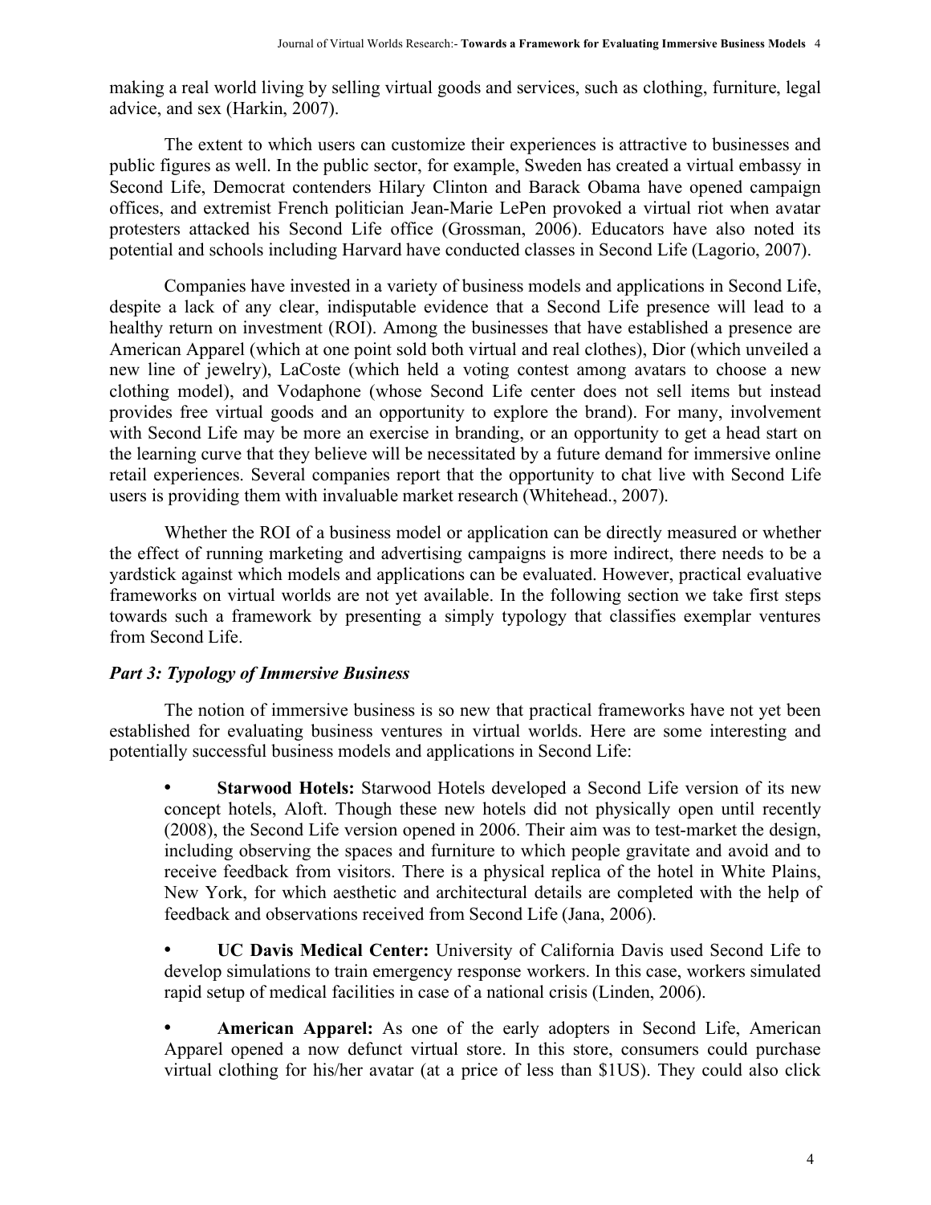making a real world living by selling virtual goods and services, such as clothing, furniture, legal advice, and sex (Harkin, 2007).

The extent to which users can customize their experiences is attractive to businesses and public figures as well. In the public sector, for example, Sweden has created a virtual embassy in Second Life, Democrat contenders Hilary Clinton and Barack Obama have opened campaign offices, and extremist French politician Jean-Marie LePen provoked a virtual riot when avatar protesters attacked his Second Life office (Grossman, 2006). Educators have also noted its potential and schools including Harvard have conducted classes in Second Life (Lagorio, 2007).

Companies have invested in a variety of business models and applications in Second Life, despite a lack of any clear, indisputable evidence that a Second Life presence will lead to a healthy return on investment (ROI). Among the businesses that have established a presence are American Apparel (which at one point sold both virtual and real clothes), Dior (which unveiled a new line of jewelry), LaCoste (which held a voting contest among avatars to choose a new clothing model), and Vodaphone (whose Second Life center does not sell items but instead provides free virtual goods and an opportunity to explore the brand). For many, involvement with Second Life may be more an exercise in branding, or an opportunity to get a head start on the learning curve that they believe will be necessitated by a future demand for immersive online retail experiences. Several companies report that the opportunity to chat live with Second Life users is providing them with invaluable market research (Whitehead., 2007).

Whether the ROI of a business model or application can be directly measured or whether the effect of running marketing and advertising campaigns is more indirect, there needs to be a yardstick against which models and applications can be evaluated. However, practical evaluative frameworks on virtual worlds are not yet available. In the following section we take first steps towards such a framework by presenting a simply typology that classifies exemplar ventures from Second Life.

### *Part 3: Typology of Immersive Business*

The notion of immersive business is so new that practical frameworks have not yet been established for evaluating business ventures in virtual worlds. Here are some interesting and potentially successful business models and applications in Second Life:

- **Starwood Hotels:** Starwood Hotels developed a Second Life version of its new concept hotels, Aloft. Though these new hotels did not physically open until recently (2008), the Second Life version opened in 2006. Their aim was to test-market the design, including observing the spaces and furniture to which people gravitate and avoid and to receive feedback from visitors. There is a physical replica of the hotel in White Plains, New York, for which aesthetic and architectural details are completed with the help of feedback and observations received from Second Life (Jana, 2006).

- **UC Davis Medical Center:** University of California Davis used Second Life to develop simulations to train emergency response workers. In this case, workers simulated rapid setup of medical facilities in case of a national crisis (Linden, 2006).

- **American Apparel:** As one of the early adopters in Second Life, American Apparel opened a now defunct virtual store. In this store, consumers could purchase virtual clothing for his/her avatar (at a price of less than $1US). They could also click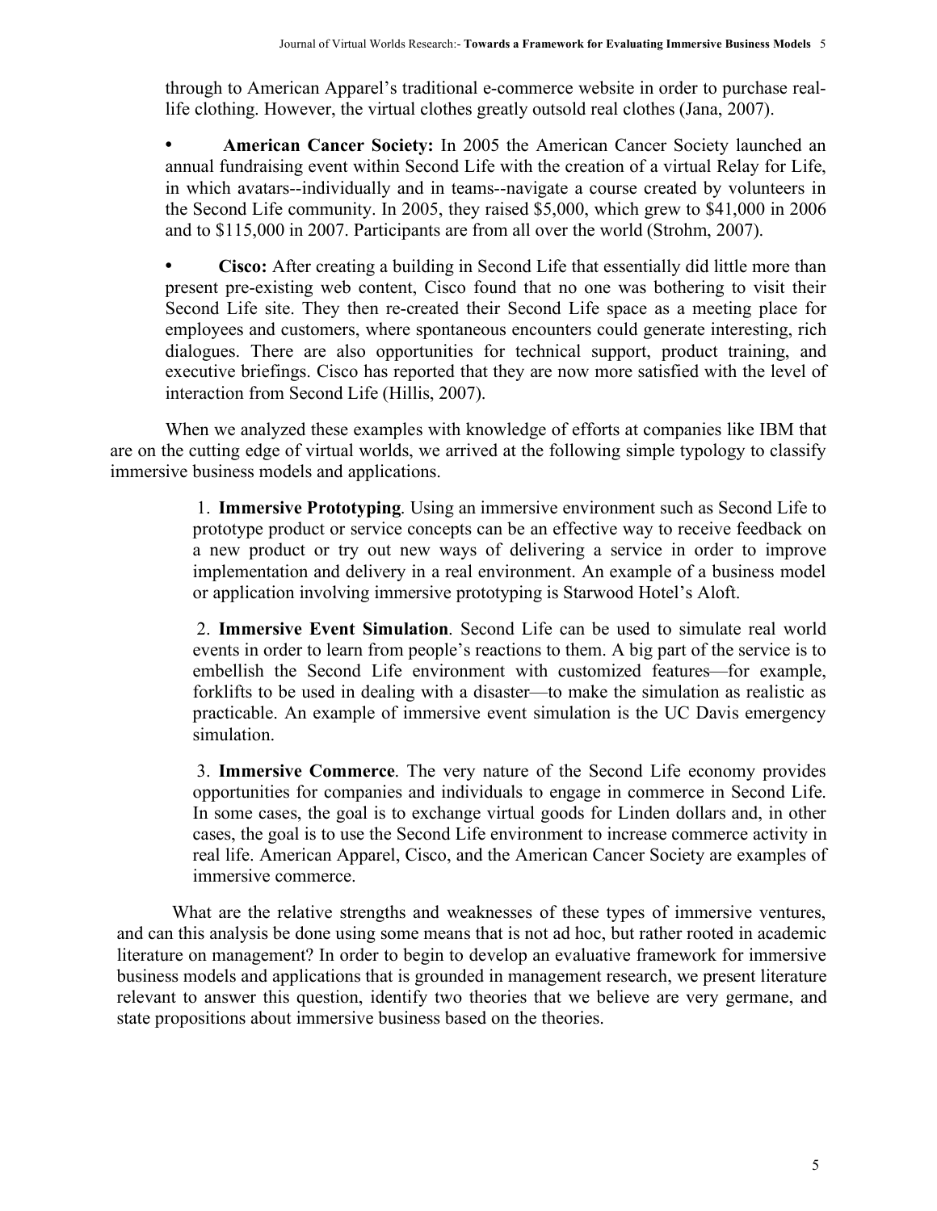through to American Apparel's traditional e-commerce website in order to purchase real-life clothing. However, the virtual clothes greatly outsold real clothes (Jana, 2007).

- **American Cancer Society:** In 2005 the American Cancer Society launched an annual fundraising event within Second Life with the creation of a virtual Relay for Life, in which avatars--individually and in teams--navigate a course created by volunteers in the Second Life community. In 2005, they raised $5,000, which grew to $41,000 in 2006 and to $115,000 in 2007. Participants are from all over the world (Strohm, 2007).

- **Cisco:** After creating a building in Second Life that essentially did little more than present pre-existing web content, Cisco found that no one was bothering to visit their Second Life site. They then re-created their Second Life space as a meeting place for employees and customers, where spontaneous encounters could generate interesting, rich dialogues. There are also opportunities for technical support, product training, and executive briefings. Cisco has reported that they are now more satisfied with the level of interaction from Second Life (Hillis, 2007).

When we analyzed these examples with knowledge of efforts at companies like IBM that are on the cutting edge of virtual worlds, we arrived at the following simple typology to classify immersive business models and applications.

1. **Immersive Prototyping**. Using an immersive environment such as Second Life to prototype product or service concepts can be an effective way to receive feedback on a new product or try out new ways of delivering a service in order to improve implementation and delivery in a real environment. An example of a business model or application involving immersive prototyping is Starwood Hotel's Aloft.

2. **Immersive Event Simulation**. Second Life can be used to simulate real world events in order to learn from people's reactions to them. A big part of the service is to embellish the Second Life environment with customized features—for example, forklifts to be used in dealing with a disaster—to make the simulation as realistic as practicable. An example of immersive event simulation is the UC Davis emergency simulation.

3. **Immersive Commerce**. The very nature of the Second Life economy provides opportunities for companies and individuals to engage in commerce in Second Life. In some cases, the goal is to exchange virtual goods for Linden dollars and, in other cases, the goal is to use the Second Life environment to increase commerce activity in real life. American Apparel, Cisco, and the American Cancer Society are examples of immersive commerce.

What are the relative strengths and weaknesses of these types of immersive ventures, and can this analysis be done using some means that is not ad hoc, but rather rooted in academic literature on management? In order to begin to develop an evaluative framework for immersive business models and applications that is grounded in management research, we present literature relevant to answer this question, identify two theories that we believe are very germane, and state propositions about immersive business based on the theories.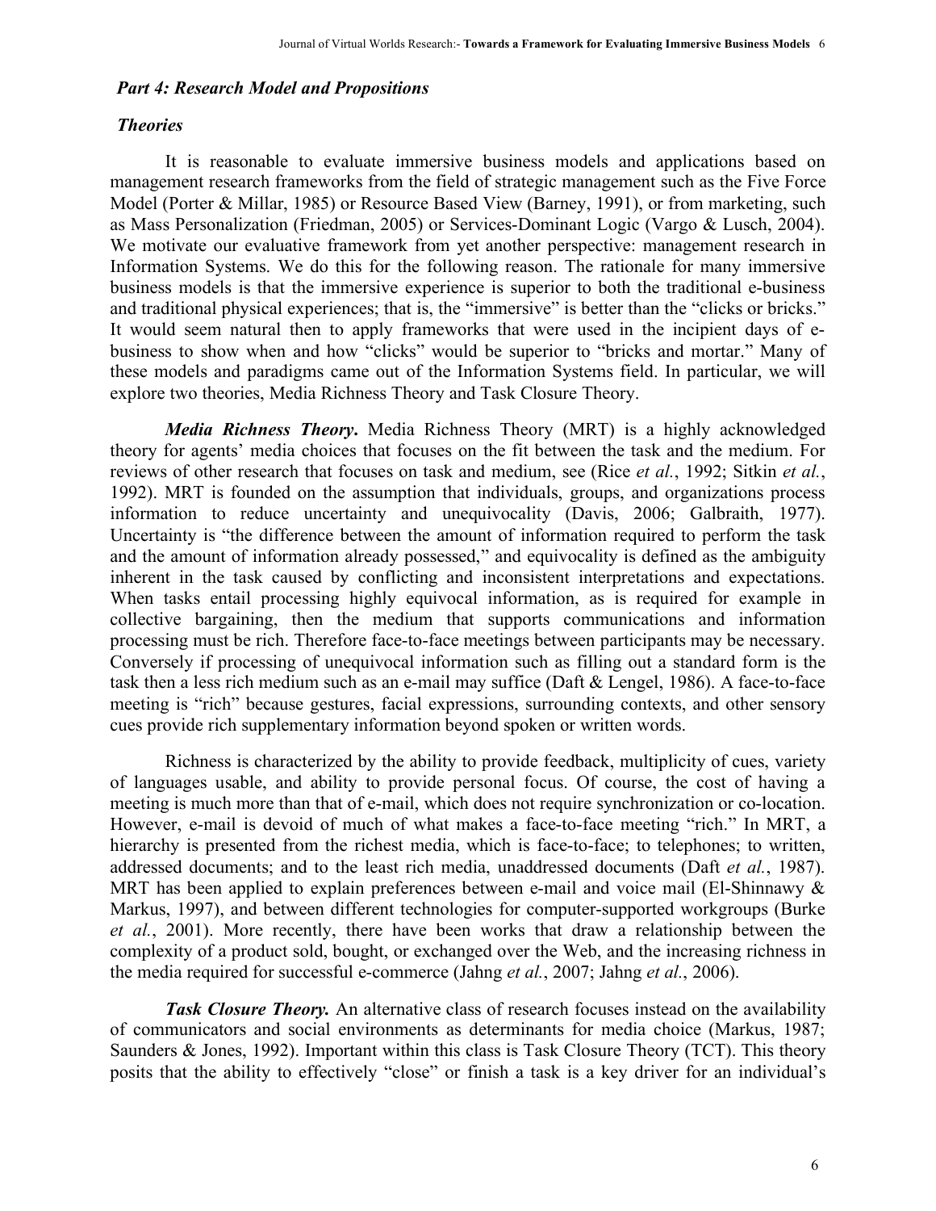### *Part 4: Research Model and Propositions*

### *Theories*

It is reasonable to evaluate immersive business models and applications based on management research frameworks from the field of strategic management such as the Five Force Model (Porter & Millar, 1985) or Resource Based View (Barney, 1991), or from marketing, such as Mass Personalization (Friedman, 2005) or Services-Dominant Logic (Vargo & Lusch, 2004). We motivate our evaluative framework from yet another perspective: management research in Information Systems. We do this for the following reason. The rationale for many immersive business models is that the immersive experience is superior to both the traditional e-business and traditional physical experiences; that is, the "immersive" is better than the "clicks or bricks." It would seem natural then to apply frameworks that were used in the incipient days of e-business to show when and how "clicks" would be superior to "bricks and mortar." Many of these models and paradigms came out of the Information Systems field. In particular, we will explore two theories, Media Richness Theory and Task Closure Theory.

***Media Richness Theory*.** Media Richness Theory (MRT) is a highly acknowledged theory for agents' media choices that focuses on the fit between the task and the medium. For reviews of other research that focuses on task and medium, see (Rice *et al.*, 1992; Sitkin *et al.*, 1992). MRT is founded on the assumption that individuals, groups, and organizations process information to reduce uncertainty and unequivocality (Davis, 2006; Galbraith, 1977). Uncertainty is "the difference between the amount of information required to perform the task and the amount of information already possessed," and equivocality is defined as the ambiguity inherent in the task caused by conflicting and inconsistent interpretations and expectations. When tasks entail processing highly equivocal information, as is required for example in collective bargaining, then the medium that supports communications and information processing must be rich. Therefore face-to-face meetings between participants may be necessary. Conversely if processing of unequivocal information such as filling out a standard form is the task then a less rich medium such as an e-mail may suffice (Daft & Lengel, 1986). A face-to-face meeting is "rich" because gestures, facial expressions, surrounding contexts, and other sensory cues provide rich supplementary information beyond spoken or written words.

Richness is characterized by the ability to provide feedback, multiplicity of cues, variety of languages usable, and ability to provide personal focus. Of course, the cost of having a meeting is much more than that of e-mail, which does not require synchronization or co-location. However, e-mail is devoid of much of what makes a face-to-face meeting "rich." In MRT, a hierarchy is presented from the richest media, which is face-to-face; to telephones; to written, addressed documents; and to the least rich media, unaddressed documents (Daft *et al.*, 1987). MRT has been applied to explain preferences between e-mail and voice mail (El-Shinnawy & Markus, 1997), and between different technologies for computer-supported workgroups (Burke *et al.*, 2001). More recently, there have been works that draw a relationship between the complexity of a product sold, bought, or exchanged over the Web, and the increasing richness in the media required for successful e-commerce (Jahng *et al.*, 2007; Jahng *et al.*, 2006).

***Task Closure Theory.*** An alternative class of research focuses instead on the availability of communicators and social environments as determinants for media choice (Markus, 1987; Saunders & Jones, 1992). Important within this class is Task Closure Theory (TCT). This theory posits that the ability to effectively "close" or finish a task is a key driver for an individual's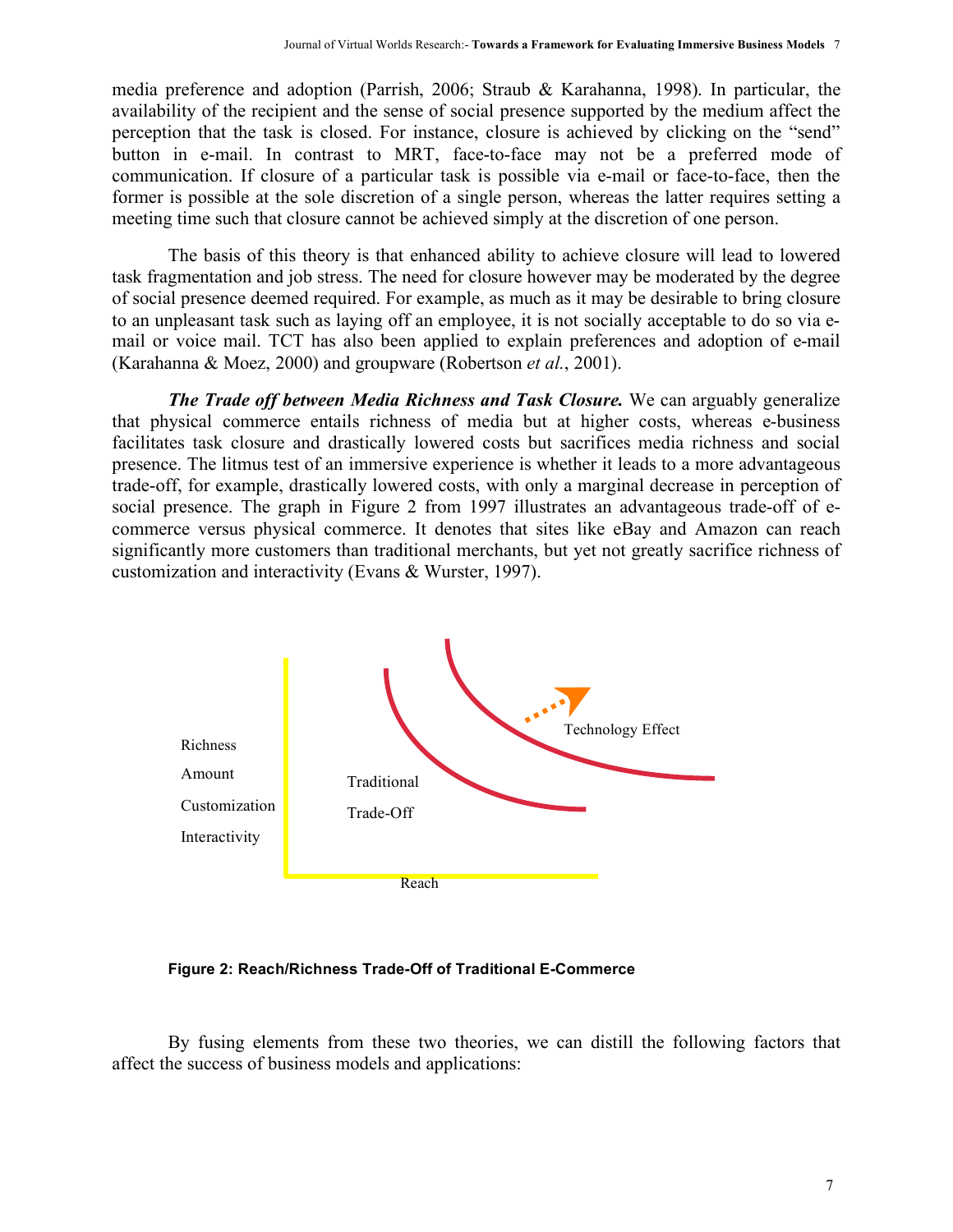media preference and adoption (Parrish, 2006; Straub & Karahanna, 1998). In particular, the availability of the recipient and the sense of social presence supported by the medium affect the perception that the task is closed. For instance, closure is achieved by clicking on the "send" button in e-mail. In contrast to MRT, face-to-face may not be a preferred mode of communication. If closure of a particular task is possible via e-mail or face-to-face, then the former is possible at the sole discretion of a single person, whereas the latter requires setting a meeting time such that closure cannot be achieved simply at the discretion of one person.

The basis of this theory is that enhanced ability to achieve closure will lead to lowered task fragmentation and job stress. The need for closure however may be moderated by the degree of social presence deemed required. For example, as much as it may be desirable to bring closure to an unpleasant task such as laying off an employee, it is not socially acceptable to do so via e-mail or voice mail. TCT has also been applied to explain preferences and adoption of e-mail (Karahanna & Moez, 2000) and groupware (Robertson *et al.*, 2001).

***The Trade off between Media Richness and Task Closure.*** We can arguably generalize that physical commerce entails richness of media but at higher costs, whereas e-business facilitates task closure and drastically lowered costs but sacrifices media richness and social presence. The litmus test of an immersive experience is whether it leads to a more advantageous trade-off, for example, drastically lowered costs, with only a marginal decrease in perception of social presence. The graph in Figure 2 from 1997 illustrates an advantageous trade-off of e-commerce versus physical commerce. It denotes that sites like eBay and Amazon can reach significantly more customers than traditional merchants, but yet not greatly sacrifice richness of customization and interactivity (Evans & Wurster, 1997).

Richness
Amount
Customization
Interactivity

Traditional
Trade-Off

Technology Effect

Reach

**Figure 2: Reach/Richness Trade-Off of Traditional E-Commerce**

By fusing elements from these two theories, we can distill the following factors that affect the success of business models and applications: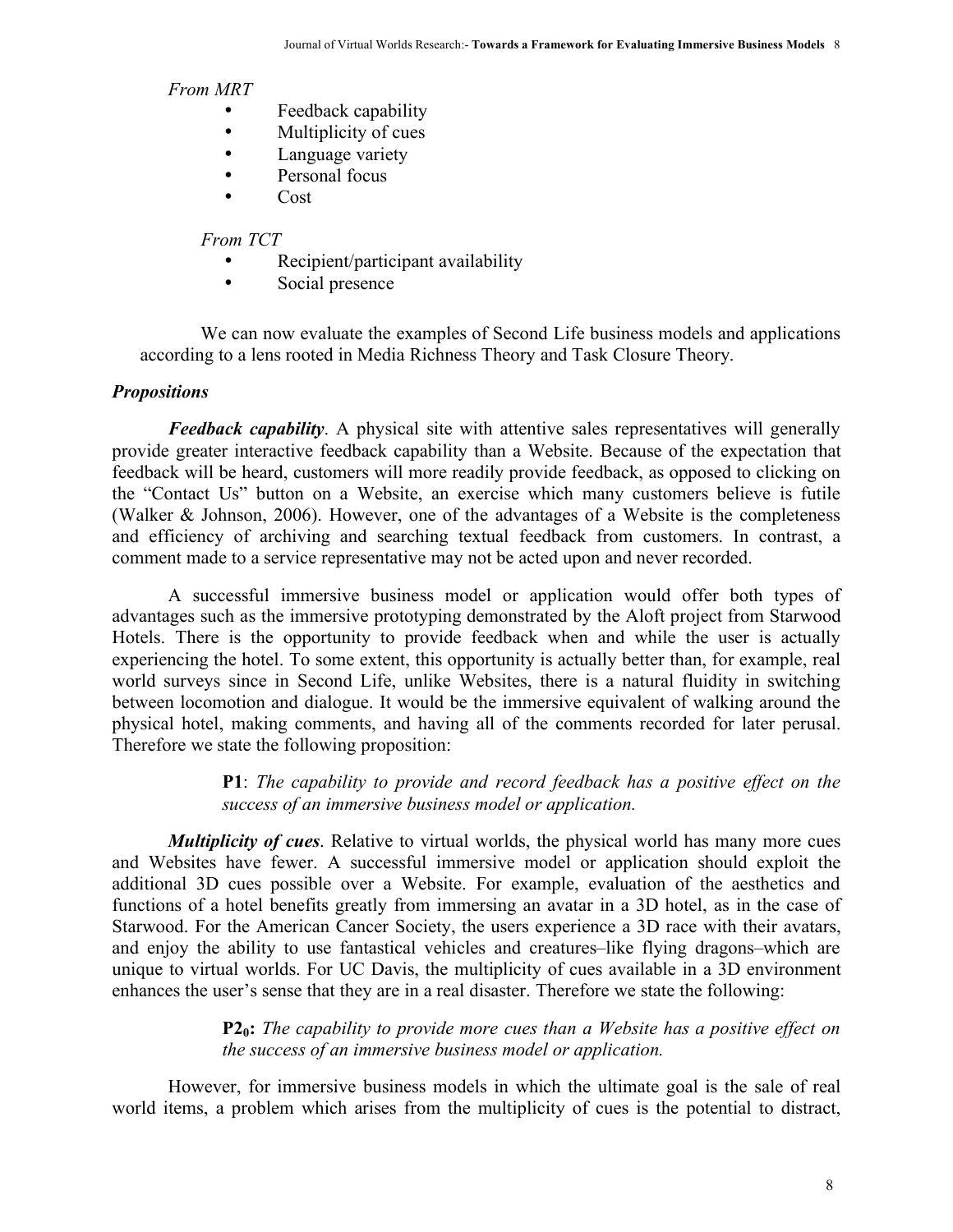*From MRT*

- Feedback capability
- Multiplicity of cues
- Language variety
- Personal focus
- Cost

*From TCT*

- Recipient/participant availability
- Social presence

We can now evaluate the examples of Second Life business models and applications according to a lens rooted in Media Richness Theory and Task Closure Theory.

### *Propositions*

***Feedback capability***. A physical site with attentive sales representatives will generally provide greater interactive feedback capability than a Website. Because of the expectation that feedback will be heard, customers will more readily provide feedback, as opposed to clicking on the "Contact Us" button on a Website, an exercise which many customers believe is futile (Walker & Johnson, 2006). However, one of the advantages of a Website is the completeness and efficiency of archiving and searching textual feedback from customers. In contrast, a comment made to a service representative may not be acted upon and never recorded.

A successful immersive business model or application would offer both types of advantages such as the immersive prototyping demonstrated by the Aloft project from Starwood Hotels. There is the opportunity to provide feedback when and while the user is actually experiencing the hotel. To some extent, this opportunity is actually better than, for example, real world surveys since in Second Life, unlike Websites, there is a natural fluidity in switching between locomotion and dialogue. It would be the immersive equivalent of walking around the physical hotel, making comments, and having all of the comments recorded for later perusal. Therefore we state the following proposition:

> **P1**: *The capability to provide and record feedback has a positive effect on the success of an immersive business model or application.*

***Multiplicity of cues***. Relative to virtual worlds, the physical world has many more cues and Websites have fewer. A successful immersive model or application should exploit the additional 3D cues possible over a Website. For example, evaluation of the aesthetics and functions of a hotel benefits greatly from immersing an avatar in a 3D hotel, as in the case of Starwood. For the American Cancer Society, the users experience a 3D race with their avatars, and enjoy the ability to use fantastical vehicles and creatures–like flying dragons–which are unique to virtual worlds. For UC Davis, the multiplicity of cues available in a 3D environment enhances the user's sense that they are in a real disaster. Therefore we state the following:

> **$P2_0$:** *The capability to provide more cues than a Website has a positive effect on the success of an immersive business model or application.*

However, for immersive business models in which the ultimate goal is the sale of real world items, a problem which arises from the multiplicity of cues is the potential to distract,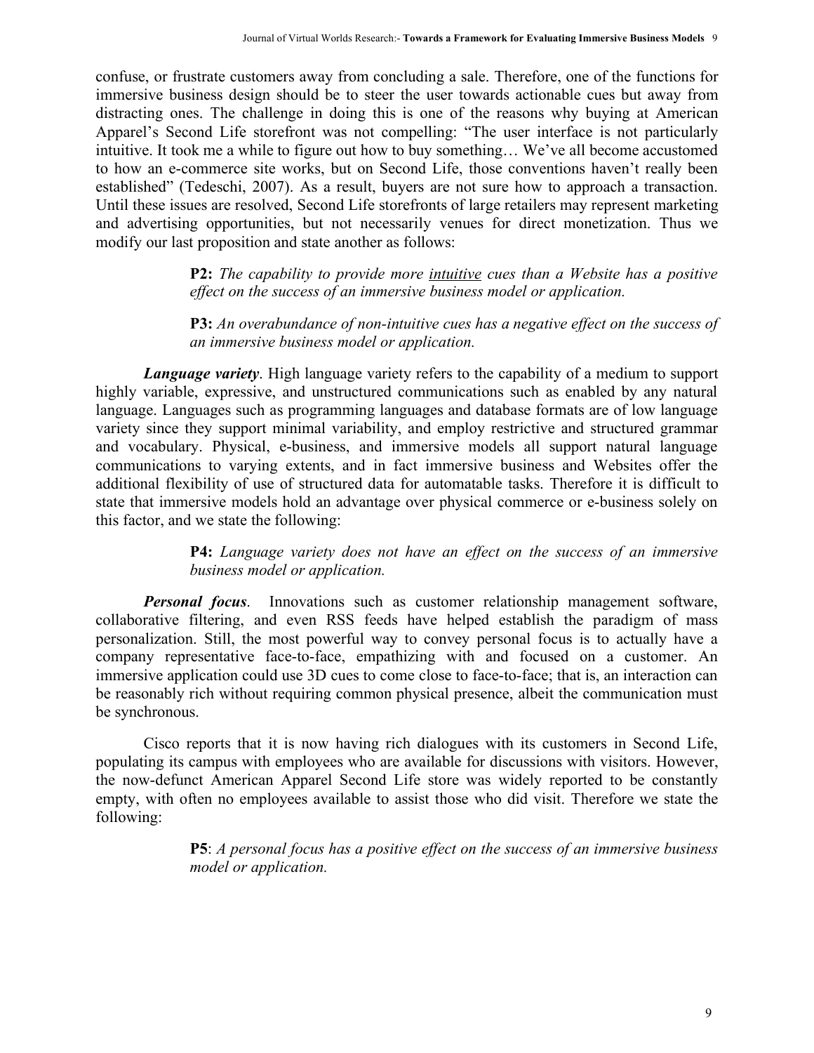confuse, or frustrate customers away from concluding a sale. Therefore, one of the functions for immersive business design should be to steer the user towards actionable cues but away from distracting ones. The challenge in doing this is one of the reasons why buying at American Apparel's Second Life storefront was not compelling: "The user interface is not particularly intuitive. It took me a while to figure out how to buy something… We've all become accustomed to how an e-commerce site works, but on Second Life, those conventions haven't really been established" (Tedeschi, 2007). As a result, buyers are not sure how to approach a transaction. Until these issues are resolved, Second Life storefronts of large retailers may represent marketing and advertising opportunities, but not necessarily venues for direct monetization. Thus we modify our last proposition and state another as follows:

> **P2:** *The capability to provide more <u>intuitive</u> cues than a Website has a positive effect on the success of an immersive business model or application.*
>
> **P3:** *An overabundance of non-intuitive cues has a negative effect on the success of an immersive business model or application.*

***Language variety***. High language variety refers to the capability of a medium to support highly variable, expressive, and unstructured communications such as enabled by any natural language. Languages such as programming languages and database formats are of low language variety since they support minimal variability, and employ restrictive and structured grammar and vocabulary. Physical, e-business, and immersive models all support natural language communications to varying extents, and in fact immersive business and Websites offer the additional flexibility of use of structured data for automatable tasks. Therefore it is difficult to state that immersive models hold an advantage over physical commerce or e-business solely on this factor, and we state the following:

> **P4:** *Language variety does not have an effect on the success of an immersive business model or application.*

***Personal focus***. Innovations such as customer relationship management software, collaborative filtering, and even RSS feeds have helped establish the paradigm of mass personalization. Still, the most powerful way to convey personal focus is to actually have a company representative face-to-face, empathizing with and focused on a customer. An immersive application could use 3D cues to come close to face-to-face; that is, an interaction can be reasonably rich without requiring common physical presence, albeit the communication must be synchronous.

Cisco reports that it is now having rich dialogues with its customers in Second Life, populating its campus with employees who are available for discussions with visitors. However, the now-defunct American Apparel Second Life store was widely reported to be constantly empty, with often no employees available to assist those who did visit. Therefore we state the following:

> **P5**: *A personal focus has a positive effect on the success of an immersive business model or application.*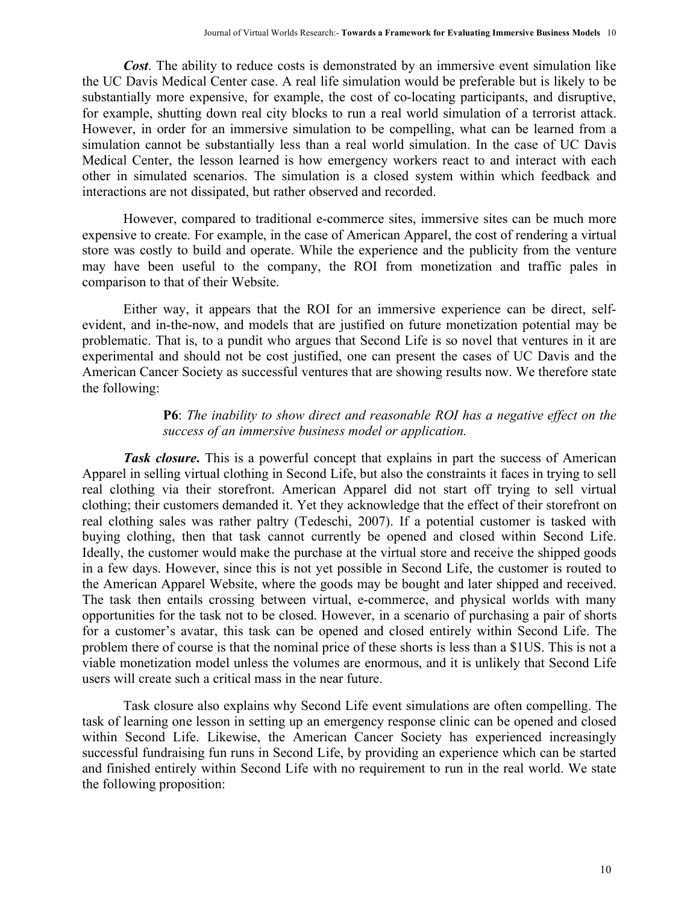***Cost***. The ability to reduce costs is demonstrated by an immersive event simulation like the UC Davis Medical Center case. A real life simulation would be preferable but is likely to be substantially more expensive, for example, the cost of co-locating participants, and disruptive, for example, shutting down real city blocks to run a real world simulation of a terrorist attack. However, in order for an immersive simulation to be compelling, what can be learned from a simulation cannot be substantially less than a real world simulation. In the case of UC Davis Medical Center, the lesson learned is how emergency workers react to and interact with each other in simulated scenarios. The simulation is a closed system within which feedback and interactions are not dissipated, but rather observed and recorded.

However, compared to traditional e-commerce sites, immersive sites can be much more expensive to create. For example, in the case of American Apparel, the cost of rendering a virtual store was costly to build and operate. While the experience and the publicity from the venture may have been useful to the company, the ROI from monetization and traffic pales in comparison to that of their Website.

Either way, it appears that the ROI for an immersive experience can be direct, self-evident, and in-the-now, and models that are justified on future monetization potential may be problematic. That is, to a pundit who argues that Second Life is so novel that ventures in it are experimental and should not be cost justified, one can present the cases of UC Davis and the American Cancer Society as successful ventures that are showing results now. We therefore state the following:

> **P6**: *The inability to show direct and reasonable ROI has a negative effect on the success of an immersive business model or application.*

***Task closure.*** This is a powerful concept that explains in part the success of American Apparel in selling virtual clothing in Second Life, but also the constraints it faces in trying to sell real clothing via their storefront. American Apparel did not start off trying to sell virtual clothing; their customers demanded it. Yet they acknowledge that the effect of their storefront on real clothing sales was rather paltry (Tedeschi, 2007). If a potential customer is tasked with buying clothing, then that task cannot currently be opened and closed within Second Life. Ideally, the customer would make the purchase at the virtual store and receive the shipped goods in a few days. However, since this is not yet possible in Second Life, the customer is routed to the American Apparel Website, where the goods may be bought and later shipped and received. The task then entails crossing between virtual, e-commerce, and physical worlds with many opportunities for the task not to be closed. However, in a scenario of purchasing a pair of shorts for a customer's avatar, this task can be opened and closed entirely within Second Life. The problem there of course is that the nominal price of these shorts is less than a $1US. This is not a viable monetization model unless the volumes are enormous, and it is unlikely that Second Life users will create such a critical mass in the near future.

Task closure also explains why Second Life event simulations are often compelling. The task of learning one lesson in setting up an emergency response clinic can be opened and closed within Second Life. Likewise, the American Cancer Society has experienced increasingly successful fundraising fun runs in Second Life, by providing an experience which can be started and finished entirely within Second Life with no requirement to run in the real world. We state the following proposition: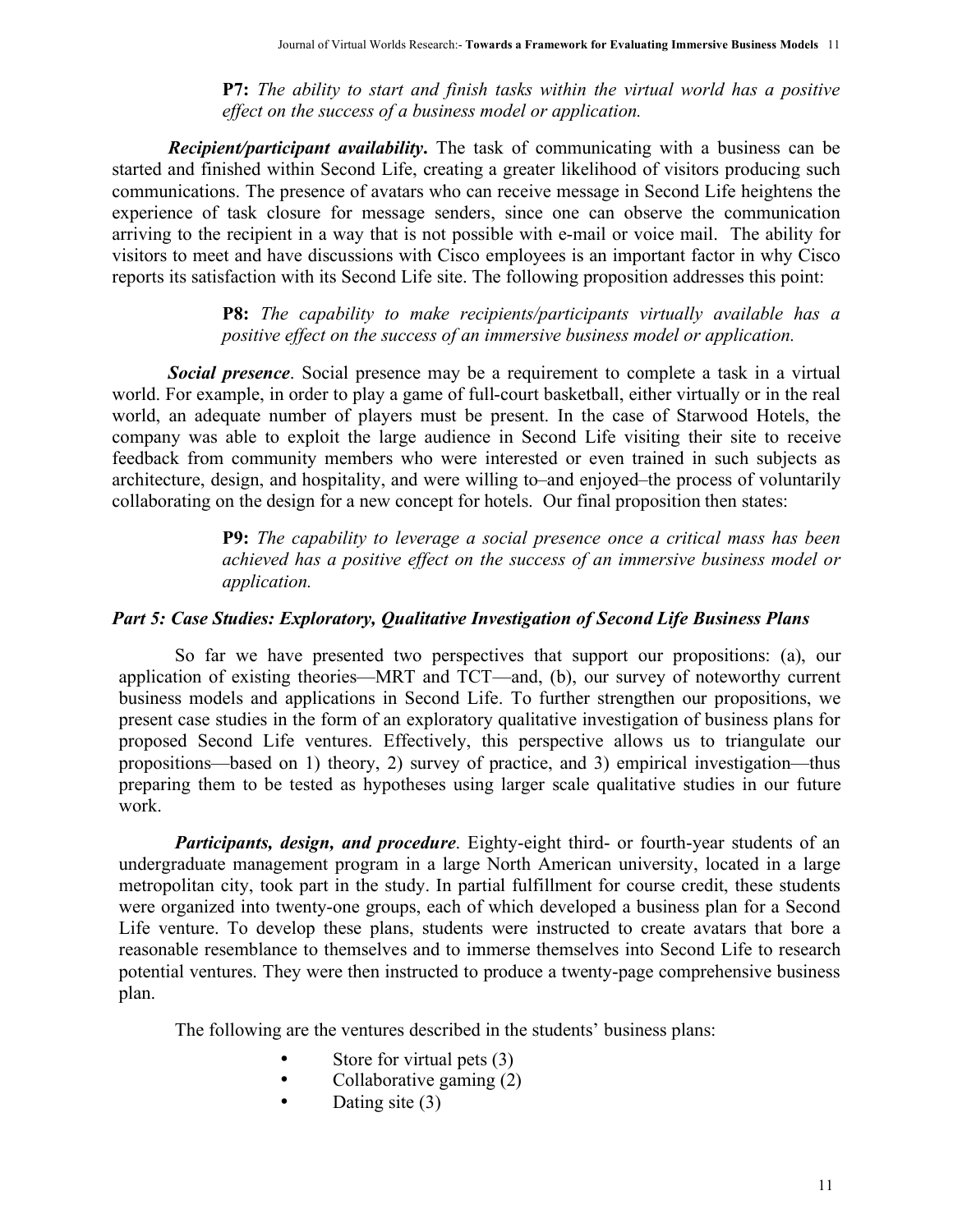**P7:** *The ability to start and finish tasks within the virtual world has a positive effect on the success of a business model or application.*

***Recipient/participant availability***. The task of communicating with a business can be started and finished within Second Life, creating a greater likelihood of visitors producing such communications. The presence of avatars who can receive message in Second Life heightens the experience of task closure for message senders, since one can observe the communication arriving to the recipient in a way that is not possible with e-mail or voice mail. The ability for visitors to meet and have discussions with Cisco employees is an important factor in why Cisco reports its satisfaction with its Second Life site. The following proposition addresses this point:

**P8:** *The capability to make recipients/participants virtually available has a positive effect on the success of an immersive business model or application.*

***Social presence***. Social presence may be a requirement to complete a task in a virtual world. For example, in order to play a game of full-court basketball, either virtually or in the real world, an adequate number of players must be present. In the case of Starwood Hotels, the company was able to exploit the large audience in Second Life visiting their site to receive feedback from community members who were interested or even trained in such subjects as architecture, design, and hospitality, and were willing to–and enjoyed–the process of voluntarily collaborating on the design for a new concept for hotels. Our final proposition then states:

**P9:** *The capability to leverage a social presence once a critical mass has been achieved has a positive effect on the success of an immersive business model or application.*

### *Part 5: Case Studies: Exploratory, Qualitative Investigation of Second Life Business Plans*

So far we have presented two perspectives that support our propositions: (a), our application of existing theories—MRT and TCT—and, (b), our survey of noteworthy current business models and applications in Second Life. To further strengthen our propositions, we present case studies in the form of an exploratory qualitative investigation of business plans for proposed Second Life ventures. Effectively, this perspective allows us to triangulate our propositions—based on 1) theory, 2) survey of practice, and 3) empirical investigation—thus preparing them to be tested as hypotheses using larger scale qualitative studies in our future work.

***Participants, design, and procedure***. Eighty-eight third- or fourth-year students of an undergraduate management program in a large North American university, located in a large metropolitan city, took part in the study. In partial fulfillment for course credit, these students were organized into twenty-one groups, each of which developed a business plan for a Second Life venture. To develop these plans, students were instructed to create avatars that bore a reasonable resemblance to themselves and to immerse themselves into Second Life to research potential ventures. They were then instructed to produce a twenty-page comprehensive business plan.

The following are the ventures described in the students' business plans:

- Store for virtual pets (3)
- Collaborative gaming (2)
- Dating site (3)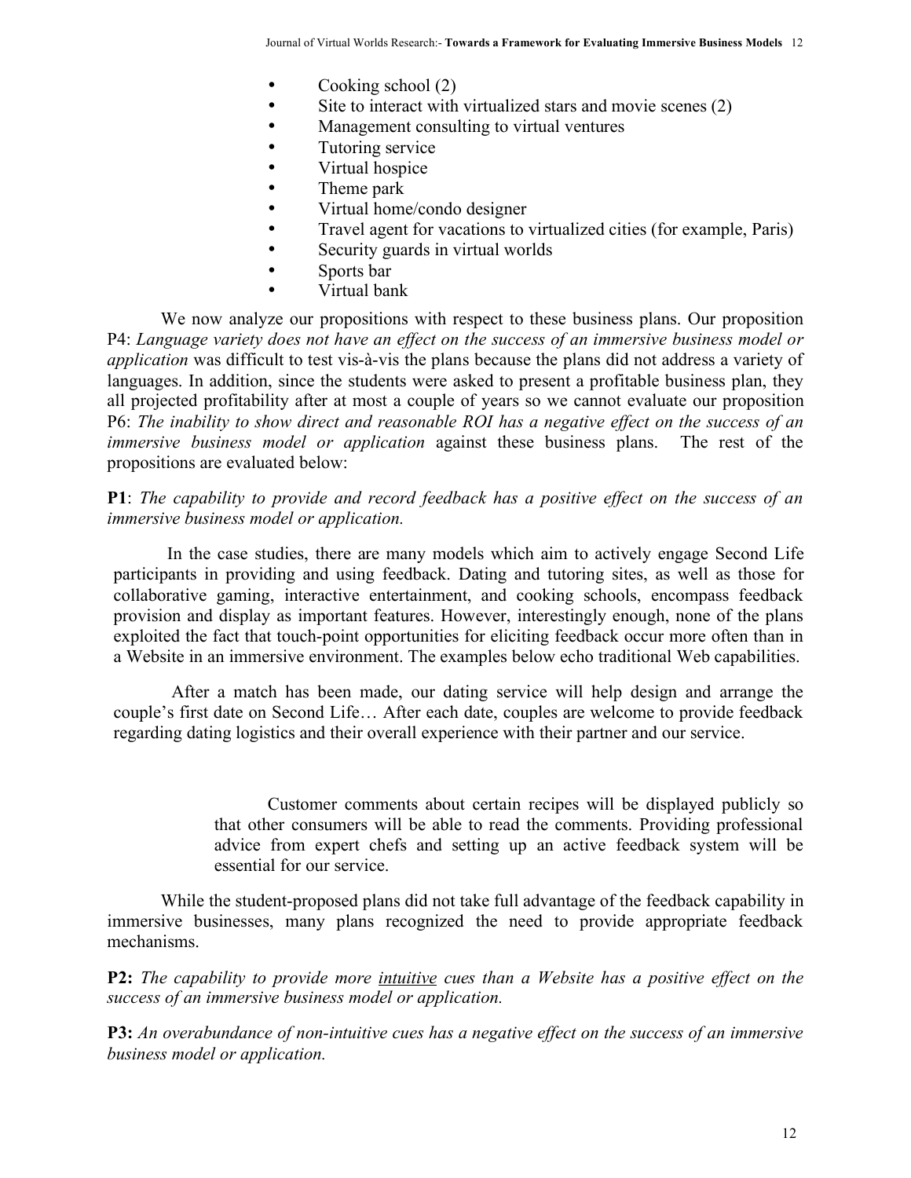- Cooking school (2)
- Site to interact with virtualized stars and movie scenes (2)
- Management consulting to virtual ventures
- Tutoring service
- Virtual hospice
- Theme park
- Virtual home/condo designer
- Travel agent for vacations to virtualized cities (for example, Paris)
- Security guards in virtual worlds
- Sports bar
- Virtual bank

We now analyze our propositions with respect to these business plans. Our proposition P4: *Language variety does not have an effect on the success of an immersive business model or application* was difficult to test vis-à-vis the plans because the plans did not address a variety of languages. In addition, since the students were asked to present a profitable business plan, they all projected profitability after at most a couple of years so we cannot evaluate our proposition P6: *The inability to show direct and reasonable ROI has a negative effect on the success of an immersive business model or application* against these business plans. The rest of the propositions are evaluated below:

**P1**: *The capability to provide and record feedback has a positive effect on the success of an immersive business model or application.*

In the case studies, there are many models which aim to actively engage Second Life participants in providing and using feedback. Dating and tutoring sites, as well as those for collaborative gaming, interactive entertainment, and cooking schools, encompass feedback provision and display as important features. However, interestingly enough, none of the plans exploited the fact that touch-point opportunities for eliciting feedback occur more often than in a Website in an immersive environment. The examples below echo traditional Web capabilities.

> After a match has been made, our dating service will help design and arrange the couple's first date on Second Life… After each date, couples are welcome to provide feedback regarding dating logistics and their overall experience with their partner and our service.

> Customer comments about certain recipes will be displayed publicly so that other consumers will be able to read the comments. Providing professional advice from expert chefs and setting up an active feedback system will be essential for our service.

While the student-proposed plans did not take full advantage of the feedback capability in immersive businesses, many plans recognized the need to provide appropriate feedback mechanisms.

**P2:** *The capability to provide more <u>intuitive</u> cues than a Website has a positive effect on the success of an immersive business model or application.*

**P3:** *An overabundance of non-intuitive cues has a negative effect on the success of an immersive business model or application.*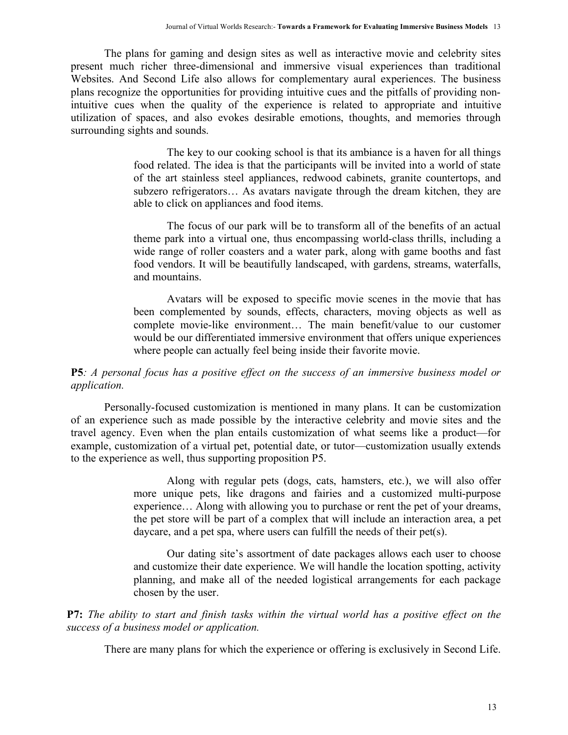The plans for gaming and design sites as well as interactive movie and celebrity sites present much richer three-dimensional and immersive visual experiences than traditional Websites. And Second Life also allows for complementary aural experiences. The business plans recognize the opportunities for providing intuitive cues and the pitfalls of providing non-intuitive cues when the quality of the experience is related to appropriate and intuitive utilization of spaces, and also evokes desirable emotions, thoughts, and memories through surrounding sights and sounds.

> The key to our cooking school is that its ambiance is a haven for all things food related. The idea is that the participants will be invited into a world of state of the art stainless steel appliances, redwood cabinets, granite countertops, and subzero refrigerators… As avatars navigate through the dream kitchen, they are able to click on appliances and food items.
>
> The focus of our park will be to transform all of the benefits of an actual theme park into a virtual one, thus encompassing world-class thrills, including a wide range of roller coasters and a water park, along with game booths and fast food vendors. It will be beautifully landscaped, with gardens, streams, waterfalls, and mountains.
>
> Avatars will be exposed to specific movie scenes in the movie that has been complemented by sounds, effects, characters, moving objects as well as complete movie-like environment… The main benefit/value to our customer would be our differentiated immersive environment that offers unique experiences where people can actually feel being inside their favorite movie.

**P5***: A personal focus has a positive effect on the success of an immersive business model or application.*

Personally-focused customization is mentioned in many plans. It can be customization of an experience such as made possible by the interactive celebrity and movie sites and the travel agency. Even when the plan entails customization of what seems like a product—for example, customization of a virtual pet, potential date, or tutor—customization usually extends to the experience as well, thus supporting proposition P5.

> Along with regular pets (dogs, cats, hamsters, etc.), we will also offer more unique pets, like dragons and fairies and a customized multi-purpose experience… Along with allowing you to purchase or rent the pet of your dreams, the pet store will be part of a complex that will include an interaction area, a pet daycare, and a pet spa, where users can fulfill the needs of their pet(s).
>
> Our dating site's assortment of date packages allows each user to choose and customize their date experience. We will handle the location spotting, activity planning, and make all of the needed logistical arrangements for each package chosen by the user.

**P7:** *The ability to start and finish tasks within the virtual world has a positive effect on the success of a business model or application.*

There are many plans for which the experience or offering is exclusively in Second Life.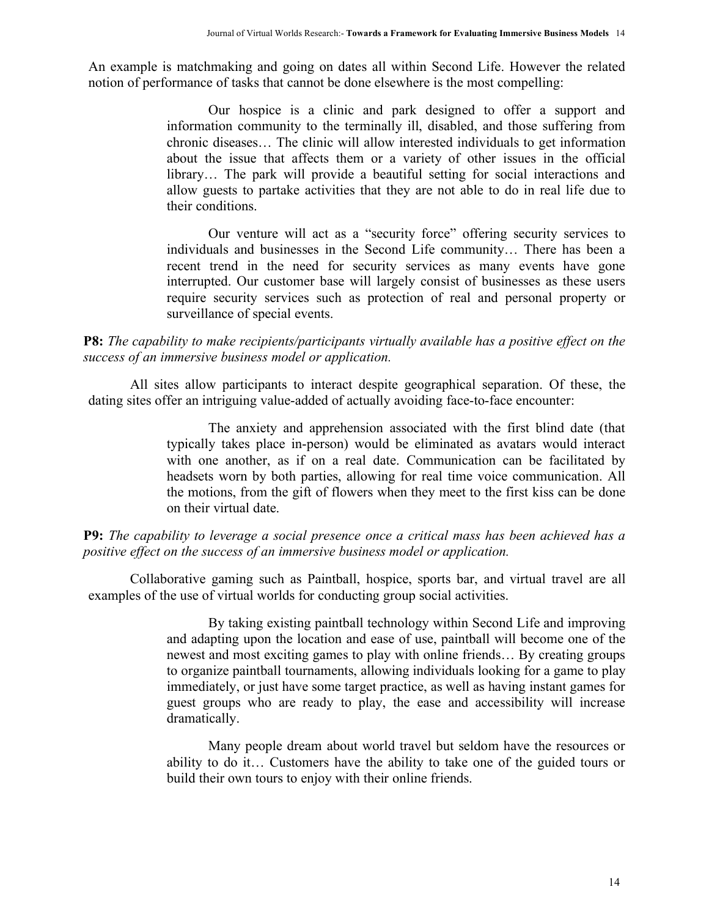An example is matchmaking and going on dates all within Second Life. However the related notion of performance of tasks that cannot be done elsewhere is the most compelling:

> Our hospice is a clinic and park designed to offer a support and information community to the terminally ill, disabled, and those suffering from chronic diseases… The clinic will allow interested individuals to get information about the issue that affects them or a variety of other issues in the official library… The park will provide a beautiful setting for social interactions and allow guests to partake activities that they are not able to do in real life due to their conditions.
>
> Our venture will act as a "security force" offering security services to individuals and businesses in the Second Life community… There has been a recent trend in the need for security services as many events have gone interrupted. Our customer base will largely consist of businesses as these users require security services such as protection of real and personal property or surveillance of special events.

**P8:** *The capability to make recipients/participants virtually available has a positive effect on the success of an immersive business model or application.*

All sites allow participants to interact despite geographical separation. Of these, the dating sites offer an intriguing value-added of actually avoiding face-to-face encounter:

> The anxiety and apprehension associated with the first blind date (that typically takes place in-person) would be eliminated as avatars would interact with one another, as if on a real date. Communication can be facilitated by headsets worn by both parties, allowing for real time voice communication. All the motions, from the gift of flowers when they meet to the first kiss can be done on their virtual date.

**P9:** *The capability to leverage a social presence once a critical mass has been achieved has a positive effect on the success of an immersive business model or application.*

Collaborative gaming such as Paintball, hospice, sports bar, and virtual travel are all examples of the use of virtual worlds for conducting group social activities.

> By taking existing paintball technology within Second Life and improving and adapting upon the location and ease of use, paintball will become one of the newest and most exciting games to play with online friends… By creating groups to organize paintball tournaments, allowing individuals looking for a game to play immediately, or just have some target practice, as well as having instant games for guest groups who are ready to play, the ease and accessibility will increase dramatically.
>
> Many people dream about world travel but seldom have the resources or ability to do it… Customers have the ability to take one of the guided tours or build their own tours to enjoy with their online friends.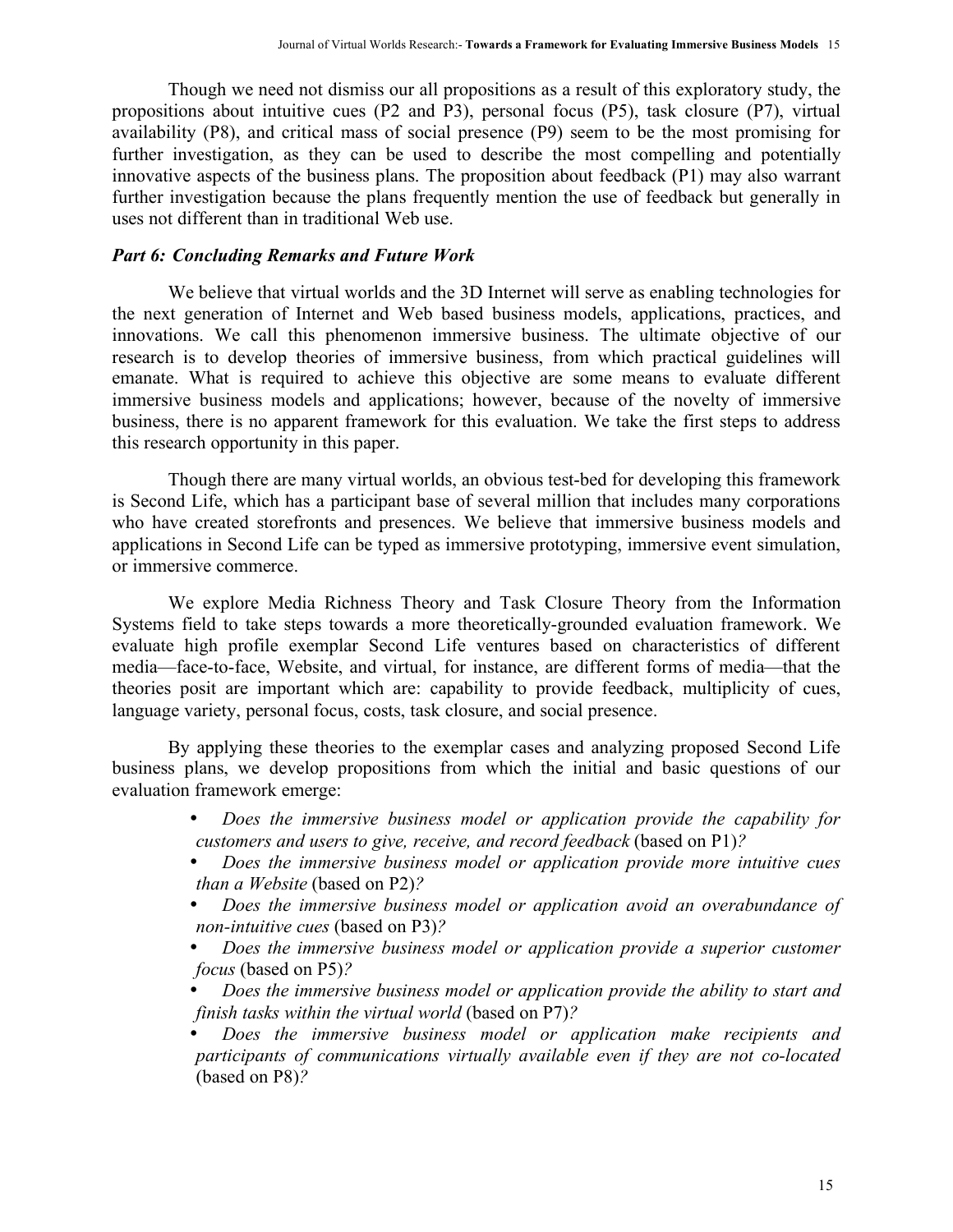Though we need not dismiss our all propositions as a result of this exploratory study, the propositions about intuitive cues (P2 and P3), personal focus (P5), task closure (P7), virtual availability (P8), and critical mass of social presence (P9) seem to be the most promising for further investigation, as they can be used to describe the most compelling and potentially innovative aspects of the business plans. The proposition about feedback (P1) may also warrant further investigation because the plans frequently mention the use of feedback but generally in uses not different than in traditional Web use.

### *Part 6: Concluding Remarks and Future Work*

We believe that virtual worlds and the 3D Internet will serve as enabling technologies for the next generation of Internet and Web based business models, applications, practices, and innovations. We call this phenomenon immersive business. The ultimate objective of our research is to develop theories of immersive business, from which practical guidelines will emanate. What is required to achieve this objective are some means to evaluate different immersive business models and applications; however, because of the novelty of immersive business, there is no apparent framework for this evaluation. We take the first steps to address this research opportunity in this paper.

Though there are many virtual worlds, an obvious test-bed for developing this framework is Second Life, which has a participant base of several million that includes many corporations who have created storefronts and presences. We believe that immersive business models and applications in Second Life can be typed as immersive prototyping, immersive event simulation, or immersive commerce.

We explore Media Richness Theory and Task Closure Theory from the Information Systems field to take steps towards a more theoretically-grounded evaluation framework. We evaluate high profile exemplar Second Life ventures based on characteristics of different media—face-to-face, Website, and virtual, for instance, are different forms of media—that the theories posit are important which are: capability to provide feedback, multiplicity of cues, language variety, personal focus, costs, task closure, and social presence.

By applying these theories to the exemplar cases and analyzing proposed Second Life business plans, we develop propositions from which the initial and basic questions of our evaluation framework emerge:

- *Does the immersive business model or application provide the capability for customers and users to give, receive, and record feedback* (based on P1)*?*
- *Does the immersive business model or application provide more intuitive cues than a Website* (based on P2)*?*
- *Does the immersive business model or application avoid an overabundance of non-intuitive cues* (based on P3)*?*
- *Does the immersive business model or application provide a superior customer focus* (based on P5)*?*
- *Does the immersive business model or application provide the ability to start and finish tasks within the virtual world* (based on P7)*?*
- *Does the immersive business model or application make recipients and participants of communications virtually available even if they are not co-located* (based on P8)*?*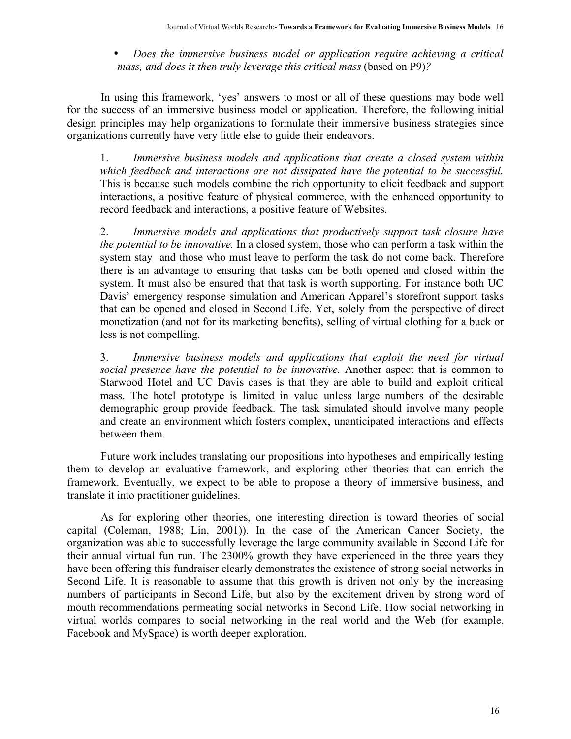- *Does the immersive business model or application require achieving a critical mass, and does it then truly leverage this critical mass* (based on P9)*?*

In using this framework, 'yes' answers to most or all of these questions may bode well for the success of an immersive business model or application. Therefore, the following initial design principles may help organizations to formulate their immersive business strategies since organizations currently have very little else to guide their endeavors.

1. *Immersive business models and applications that create a closed system within which feedback and interactions are not dissipated have the potential to be successful.* This is because such models combine the rich opportunity to elicit feedback and support interactions, a positive feature of physical commerce, with the enhanced opportunity to record feedback and interactions, a positive feature of Websites.

2. *Immersive models and applications that productively support task closure have the potential to be innovative.* In a closed system, those who can perform a task within the system stay and those who must leave to perform the task do not come back. Therefore there is an advantage to ensuring that tasks can be both opened and closed within the system. It must also be ensured that that task is worth supporting. For instance both UC Davis' emergency response simulation and American Apparel's storefront support tasks that can be opened and closed in Second Life. Yet, solely from the perspective of direct monetization (and not for its marketing benefits), selling of virtual clothing for a buck or less is not compelling.

3. *Immersive business models and applications that exploit the need for virtual social presence have the potential to be innovative.* Another aspect that is common to Starwood Hotel and UC Davis cases is that they are able to build and exploit critical mass. The hotel prototype is limited in value unless large numbers of the desirable demographic group provide feedback. The task simulated should involve many people and create an environment which fosters complex, unanticipated interactions and effects between them.

Future work includes translating our propositions into hypotheses and empirically testing them to develop an evaluative framework, and exploring other theories that can enrich the framework. Eventually, we expect to be able to propose a theory of immersive business, and translate it into practitioner guidelines.

As for exploring other theories, one interesting direction is toward theories of social capital (Coleman, 1988; Lin, 2001)). In the case of the American Cancer Society, the organization was able to successfully leverage the large community available in Second Life for their annual virtual fun run. The 2300% growth they have experienced in the three years they have been offering this fundraiser clearly demonstrates the existence of strong social networks in Second Life. It is reasonable to assume that this growth is driven not only by the increasing numbers of participants in Second Life, but also by the excitement driven by strong word of mouth recommendations permeating social networks in Second Life. How social networking in virtual worlds compares to social networking in the real world and the Web (for example, Facebook and MySpace) is worth deeper exploration.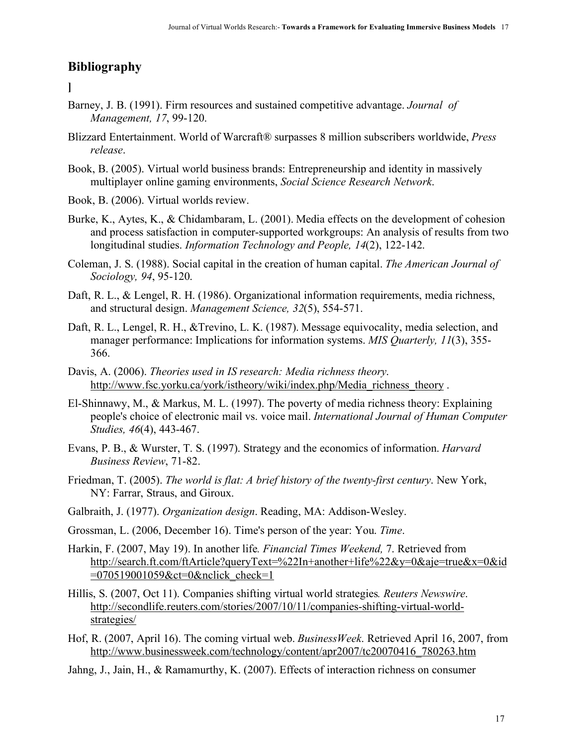## Bibliography

]

Barney, J. B. (1991). Firm resources and sustained competitive advantage. *Journal of Management, 17*, 99-120.

Blizzard Entertainment. World of Warcraft® surpasses 8 million subscribers worldwide, *Press release*.

Book, B. (2005). Virtual world business brands: Entrepreneurship and identity in massively multiplayer online gaming environments, *Social Science Research Network*.

Book, B. (2006). Virtual worlds review.

Burke, K., Aytes, K., & Chidambaram, L. (2001). Media effects on the development of cohesion and process satisfaction in computer-supported workgroups: An analysis of results from two longitudinal studies. *Information Technology and People, 14*(2), 122-142.

Coleman, J. S. (1988). Social capital in the creation of human capital. *The American Journal of Sociology, 94*, 95-120.

Daft, R. L., & Lengel, R. H. (1986). Organizational information requirements, media richness, and structural design. *Management Science, 32*(5), 554-571.

Daft, R. L., Lengel, R. H., &Trevino, L. K. (1987). Message equivocality, media selection, and manager performance: Implications for information systems. *MIS Quarterly, 11*(3), 355-366.

Davis, A. (2006). *Theories used in IS research: Media richness theory*. http://www.fsc.yorku.ca/york/istheory/wiki/index.php/Media_richness_theory .

El-Shinnawy, M., & Markus, M. L. (1997). The poverty of media richness theory: Explaining people's choice of electronic mail vs. voice mail. *International Journal of Human Computer Studies, 46*(4), 443-467.

Evans, P. B., & Wurster, T. S. (1997). Strategy and the economics of information. *Harvard Business Review*, 71-82.

Friedman, T. (2005). *The world is flat: A brief history of the twenty-first century*. New York, NY: Farrar, Straus, and Giroux.

Galbraith, J. (1977). *Organization design*. Reading, MA: Addison-Wesley.

Grossman, L. (2006, December 16). Time's person of the year: You. *Time*.

Harkin, F. (2007, May 19). In another life*. Financial Times Weekend,* 7. Retrieved from http://search.ft.com/ftArticle?queryText=%22In+another+life%22&y=0&aje=true&x=0&id=070519001059&ct=0&nclick_check=1

Hillis, S. (2007, Oct 11). Companies shifting virtual world strategies*. Reuters Newswire*. http://secondlife.reuters.com/stories/2007/10/11/companies-shifting-virtual-world-strategies/

Hof, R. (2007, April 16). The coming virtual web. *BusinessWeek*. Retrieved April 16, 2007, from http://www.businessweek.com/technology/content/apr2007/tc20070416_780263.htm

Jahng, J., Jain, H., & Ramamurthy, K. (2007). Effects of interaction richness on consumer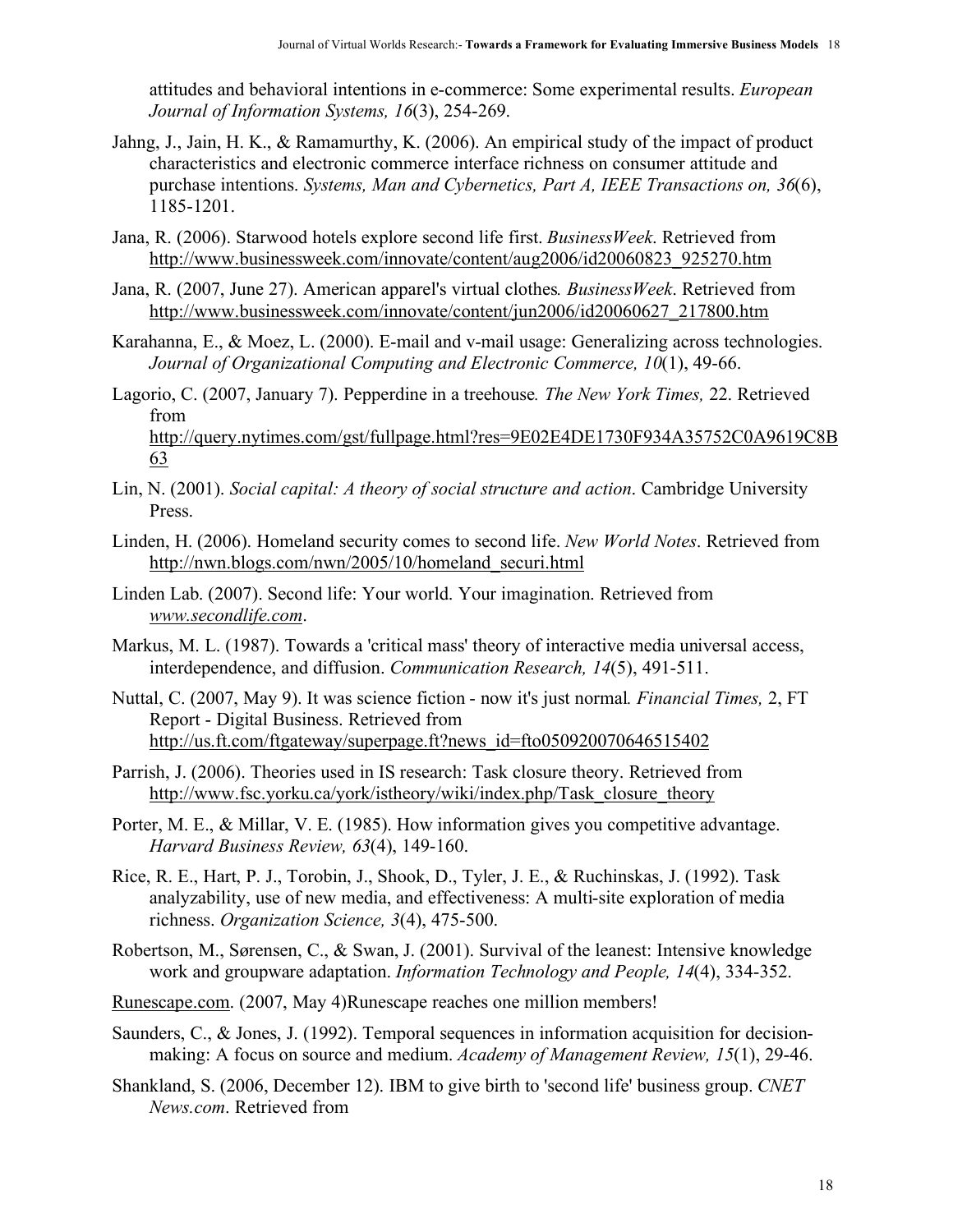attitudes and behavioral intentions in e-commerce: Some experimental results. *European Journal of Information Systems, 16*(3), 254-269.

Jahng, J., Jain, H. K., & Ramamurthy, K. (2006). An empirical study of the impact of product characteristics and electronic commerce interface richness on consumer attitude and purchase intentions. *Systems, Man and Cybernetics, Part A, IEEE Transactions on, 36*(6), 1185-1201.

Jana, R. (2006). Starwood hotels explore second life first. *BusinessWeek*. Retrieved from http://www.businessweek.com/innovate/content/aug2006/id20060823_925270.htm

Jana, R. (2007, June 27). American apparel's virtual clothes*. BusinessWeek*. Retrieved from http://www.businessweek.com/innovate/content/jun2006/id20060627_217800.htm

Karahanna, E., & Moez, L. (2000). E-mail and v-mail usage: Generalizing across technologies. *Journal of Organizational Computing and Electronic Commerce, 10*(1), 49-66.

Lagorio, C. (2007, January 7). Pepperdine in a treehouse*. The New York Times,* 22. Retrieved from http://query.nytimes.com/gst/fullpage.html?res=9E02E4DE1730F934A35752C0A9619C8B63

Lin, N. (2001). *Social capital: A theory of social structure and action*. Cambridge University Press.

Linden, H. (2006). Homeland security comes to second life. *New World Notes*. Retrieved from http://nwn.blogs.com/nwn/2005/10/homeland_securi.html

Linden Lab. (2007). Second life: Your world. Your imagination. Retrieved from *www.secondlife.com*.

Markus, M. L. (1987). Towards a 'critical mass' theory of interactive media universal access, interdependence, and diffusion. *Communication Research, 14*(5), 491-511.

Nuttal, C. (2007, May 9). It was science fiction - now it's just normal*. Financial Times,* 2, FT Report - Digital Business. Retrieved from http://us.ft.com/ftgateway/superpage.ft?news_id=fto050920070646515402

Parrish, J. (2006). Theories used in IS research: Task closure theory. Retrieved from http://www.fsc.yorku.ca/york/istheory/wiki/index.php/Task_closure_theory

Porter, M. E., & Millar, V. E. (1985). How information gives you competitive advantage. *Harvard Business Review, 63*(4), 149-160.

Rice, R. E., Hart, P. J., Torobin, J., Shook, D., Tyler, J. E., & Ruchinskas, J. (1992). Task analyzability, use of new media, and effectiveness: A multi-site exploration of media richness. *Organization Science, 3*(4), 475-500.

Robertson, M., Sørensen, C., & Swan, J. (2001). Survival of the leanest: Intensive knowledge work and groupware adaptation. *Information Technology and People, 14*(4), 334-352.

Runescape.com. (2007, May 4)Runescape reaches one million members!

Saunders, C., & Jones, J. (1992). Temporal sequences in information acquisition for decision-making: A focus on source and medium. *Academy of Management Review, 15*(1), 29-46.

Shankland, S. (2006, December 12). IBM to give birth to 'second life' business group. *CNET News.com*. Retrieved from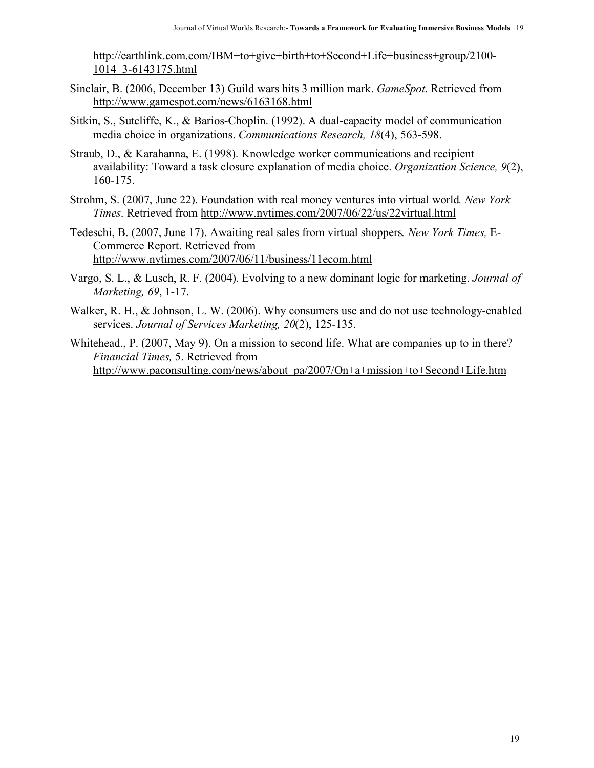http://earthlink.com.com/IBM+to+give+birth+to+Second+Life+business+group/2100-1014_3-6143175.html

Sinclair, B. (2006, December 13) Guild wars hits 3 million mark. *GameSpot*. Retrieved from http://www.gamespot.com/news/6163168.html

Sitkin, S., Sutcliffe, K., & Barios-Choplin. (1992). A dual-capacity model of communication media choice in organizations. *Communications Research, 18*(4), 563-598.

Straub, D., & Karahanna, E. (1998). Knowledge worker communications and recipient availability: Toward a task closure explanation of media choice. *Organization Science, 9*(2), 160-175.

Strohm, S. (2007, June 22). Foundation with real money ventures into virtual world. *New York Times*. Retrieved from http://www.nytimes.com/2007/06/22/us/22virtual.html

Tedeschi, B. (2007, June 17). Awaiting real sales from virtual shoppers. *New York Times,* E-Commerce Report. Retrieved from http://www.nytimes.com/2007/06/11/business/11ecom.html

Vargo, S. L., & Lusch, R. F. (2004). Evolving to a new dominant logic for marketing. *Journal of Marketing, 69*, 1-17.

Walker, R. H., & Johnson, L. W. (2006). Why consumers use and do not use technology-enabled services. *Journal of Services Marketing, 20*(2), 125-135.

Whitehead., P. (2007, May 9). On a mission to second life. What are companies up to in there? *Financial Times,* 5. Retrieved from http://www.paconsulting.com/news/about_pa/2007/On+a+mission+to+Second+Life.htm